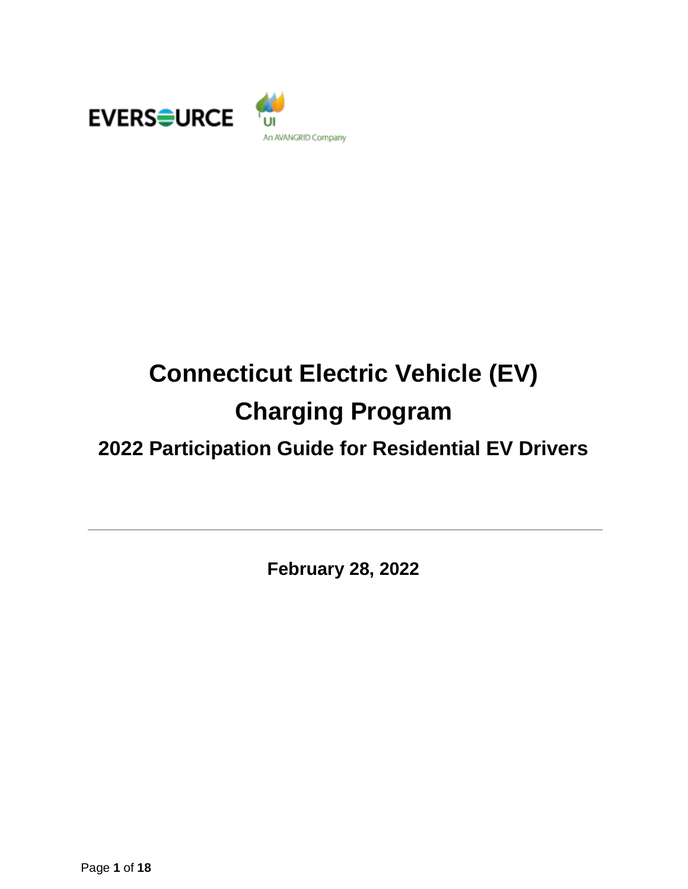EVERSOURCE

UI
An AVANGRID Company

# Connecticut Electric Vehicle (EV) Charging Program

## 2022 Participation Guide for Residential EV Drivers

---

**February 28, 2022**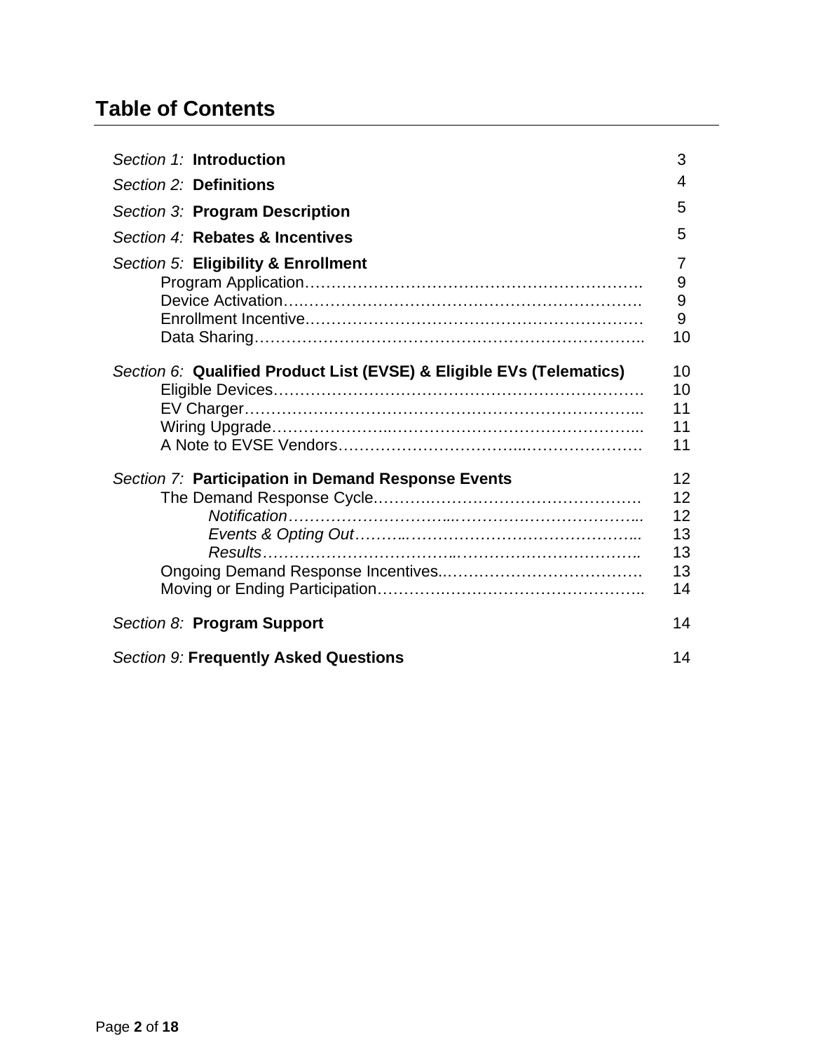# Table of Contents

| | |
|---|---|
| *Section 1:* **Introduction** | 3 |
| *Section 2:* **Definitions** | 4 |
| *Section 3:* **Program Description** | 5 |
| *Section 4:* **Rebates & Incentives** | 5 |
| *Section 5:* **Eligibility & Enrollment** | 7 |
| Program Application | 9 |
| Device Activation | 9 |
| Enrollment Incentive | 9 |
| Data Sharing | 10 |
| *Section 6:* **Qualified Product List (EVSE) & Eligible EVs (Telematics)** | 10 |
| Eligible Devices | 10 |
| EV Charger | 11 |
| Wiring Upgrade | 11 |
| A Note to EVSE Vendors | 11 |
| *Section 7:* **Participation in Demand Response Events** | 12 |
| The Demand Response Cycle | 12 |
| *Notification* | 12 |
| *Events & Opting Out* | 13 |
| *Results* | 13 |
| Ongoing Demand Response Incentives | 13 |
| Moving or Ending Participation | 14 |
| *Section 8:* **Program Support** | 14 |
| *Section 9:* **Frequently Asked Questions** | 14 |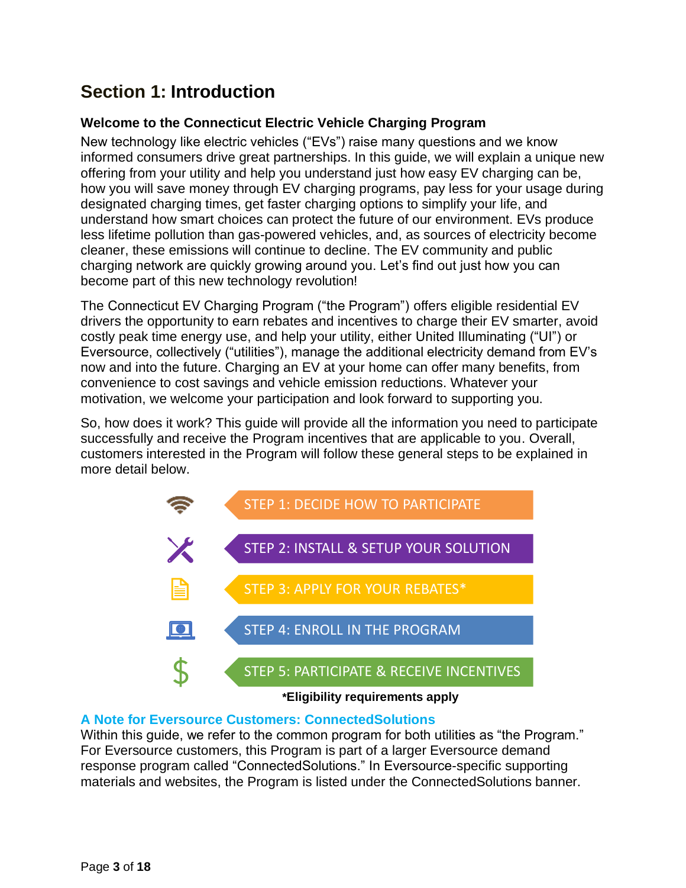## Section 1: Introduction

### Welcome to the Connecticut Electric Vehicle Charging Program

New technology like electric vehicles ("EVs") raise many questions and we know informed consumers drive great partnerships. In this guide, we will explain a unique new offering from your utility and help you understand just how easy EV charging can be, how you will save money through EV charging programs, pay less for your usage during designated charging times, get faster charging options to simplify your life, and understand how smart choices can protect the future of our environment. EVs produce less lifetime pollution than gas-powered vehicles, and, as sources of electricity become cleaner, these emissions will continue to decline. The EV community and public charging network are quickly growing around you. Let's find out just how you can become part of this new technology revolution!

The Connecticut EV Charging Program ("the Program") offers eligible residential EV drivers the opportunity to earn rebates and incentives to charge their EV smarter, avoid costly peak time energy use, and help your utility, either United Illuminating ("UI") or Eversource, collectively ("utilities"), manage the additional electricity demand from EV's now and into the future. Charging an EV at your home can offer many benefits, from convenience to cost savings and vehicle emission reductions. Whatever your motivation, we welcome your participation and look forward to supporting you.

So, how does it work? This guide will provide all the information you need to participate successfully and receive the Program incentives that are applicable to you. Overall, customers interested in the Program will follow these general steps to be explained in more detail below.

- STEP 1: DECIDE HOW TO PARTICIPATE
- STEP 2: INSTALL & SETUP YOUR SOLUTION
- STEP 3: APPLY FOR YOUR REBATES*
- STEP 4: ENROLL IN THE PROGRAM
- STEP 5: PARTICIPATE & RECEIVE INCENTIVES

**\*Eligibility requirements apply**

### A Note for Eversource Customers: ConnectedSolutions

Within this guide, we refer to the common program for both utilities as "the Program." For Eversource customers, this Program is part of a larger Eversource demand response program called "ConnectedSolutions." In Eversource-specific supporting materials and websites, the Program is listed under the ConnectedSolutions banner.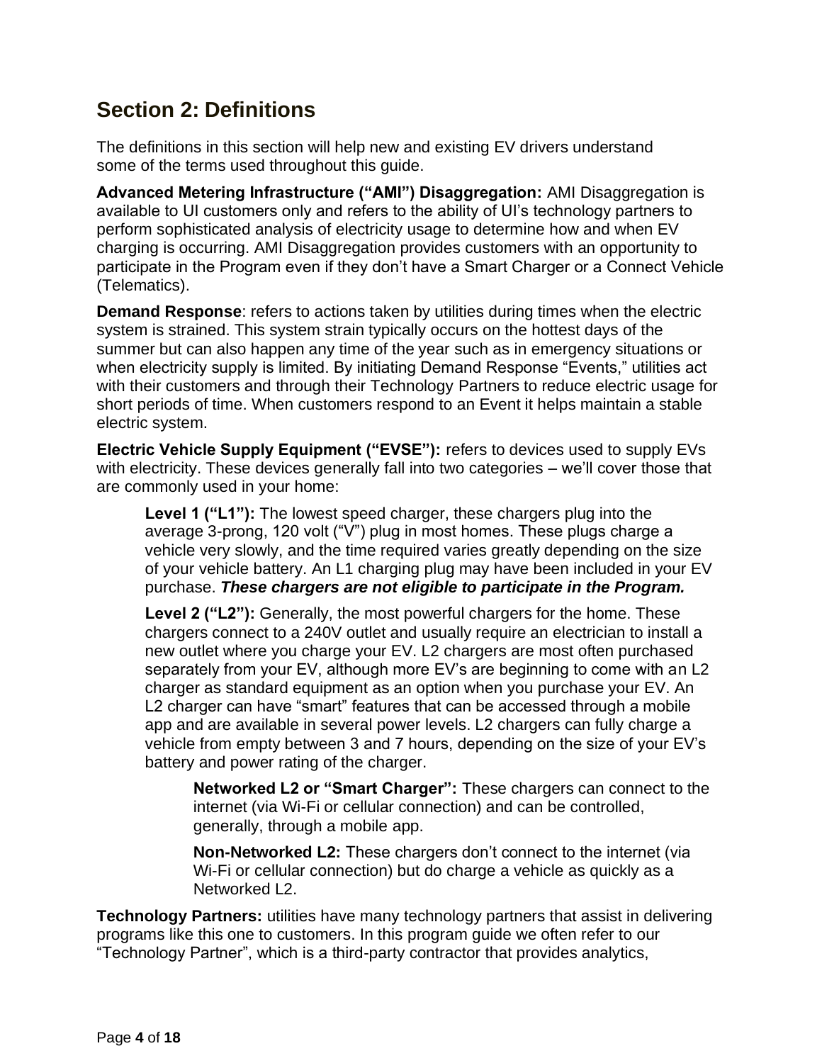## Section 2: Definitions

The definitions in this section will help new and existing EV drivers understand some of the terms used throughout this guide.

**Advanced Metering Infrastructure ("AMI") Disaggregation:** AMI Disaggregation is available to UI customers only and refers to the ability of UI's technology partners to perform sophisticated analysis of electricity usage to determine how and when EV charging is occurring. AMI Disaggregation provides customers with an opportunity to participate in the Program even if they don't have a Smart Charger or a Connect Vehicle (Telematics).

**Demand Response**: refers to actions taken by utilities during times when the electric system is strained. This system strain typically occurs on the hottest days of the summer but can also happen any time of the year such as in emergency situations or when electricity supply is limited. By initiating Demand Response "Events," utilities act with their customers and through their Technology Partners to reduce electric usage for short periods of time. When customers respond to an Event it helps maintain a stable electric system.

**Electric Vehicle Supply Equipment ("EVSE"):** refers to devices used to supply EVs with electricity. These devices generally fall into two categories – we'll cover those that are commonly used in your home:

> **Level 1 ("L1"):** The lowest speed charger, these chargers plug into the average 3-prong, 120 volt ("V") plug in most homes. These plugs charge a vehicle very slowly, and the time required varies greatly depending on the size of your vehicle battery. An L1 charging plug may have been included in your EV purchase. ***These chargers are not eligible to participate in the Program.***
>
> **Level 2 ("L2"):** Generally, the most powerful chargers for the home. These chargers connect to a 240V outlet and usually require an electrician to install a new outlet where you charge your EV. L2 chargers are most often purchased separately from your EV, although more EV's are beginning to come with an L2 charger as standard equipment as an option when you purchase your EV. An L2 charger can have "smart" features that can be accessed through a mobile app and are available in several power levels. L2 chargers can fully charge a vehicle from empty between 3 and 7 hours, depending on the size of your EV's battery and power rating of the charger.
>
> > **Networked L2 or "Smart Charger":** These chargers can connect to the internet (via Wi-Fi or cellular connection) and can be controlled, generally, through a mobile app.
> >
> > **Non-Networked L2:** These chargers don't connect to the internet (via Wi-Fi or cellular connection) but do charge a vehicle as quickly as a Networked L2.

**Technology Partners:** utilities have many technology partners that assist in delivering programs like this one to customers. In this program guide we often refer to our "Technology Partner", which is a third-party contractor that provides analytics,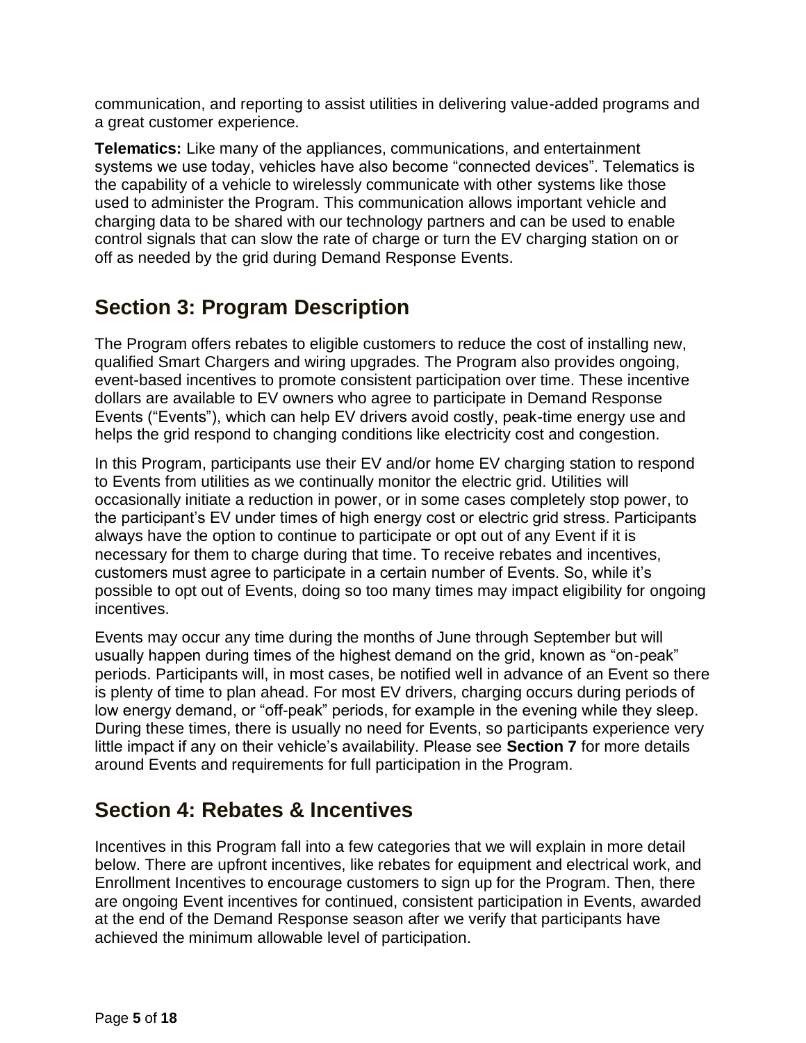communication, and reporting to assist utilities in delivering value-added programs and a great customer experience.

**Telematics:** Like many of the appliances, communications, and entertainment systems we use today, vehicles have also become “connected devices”. Telematics is the capability of a vehicle to wirelessly communicate with other systems like those used to administer the Program. This communication allows important vehicle and charging data to be shared with our technology partners and can be used to enable control signals that can slow the rate of charge or turn the EV charging station on or off as needed by the grid during Demand Response Events.

## Section 3: Program Description

The Program offers rebates to eligible customers to reduce the cost of installing new, qualified Smart Chargers and wiring upgrades. The Program also provides ongoing, event-based incentives to promote consistent participation over time. These incentive dollars are available to EV owners who agree to participate in Demand Response Events (“Events”), which can help EV drivers avoid costly, peak-time energy use and helps the grid respond to changing conditions like electricity cost and congestion.

In this Program, participants use their EV and/or home EV charging station to respond to Events from utilities as we continually monitor the electric grid. Utilities will occasionally initiate a reduction in power, or in some cases completely stop power, to the participant’s EV under times of high energy cost or electric grid stress. Participants always have the option to continue to participate or opt out of any Event if it is necessary for them to charge during that time. To receive rebates and incentives, customers must agree to participate in a certain number of Events. So, while it’s possible to opt out of Events, doing so too many times may impact eligibility for ongoing incentives.

Events may occur any time during the months of June through September but will usually happen during times of the highest demand on the grid, known as “on-peak” periods. Participants will, in most cases, be notified well in advance of an Event so there is plenty of time to plan ahead. For most EV drivers, charging occurs during periods of low energy demand, or “off-peak” periods, for example in the evening while they sleep. During these times, there is usually no need for Events, so participants experience very little impact if any on their vehicle’s availability. Please see **Section 7** for more details around Events and requirements for full participation in the Program.

## Section 4: Rebates & Incentives

Incentives in this Program fall into a few categories that we will explain in more detail below. There are upfront incentives, like rebates for equipment and electrical work, and Enrollment Incentives to encourage customers to sign up for the Program. Then, there are ongoing Event incentives for continued, consistent participation in Events, awarded at the end of the Demand Response season after we verify that participants have achieved the minimum allowable level of participation.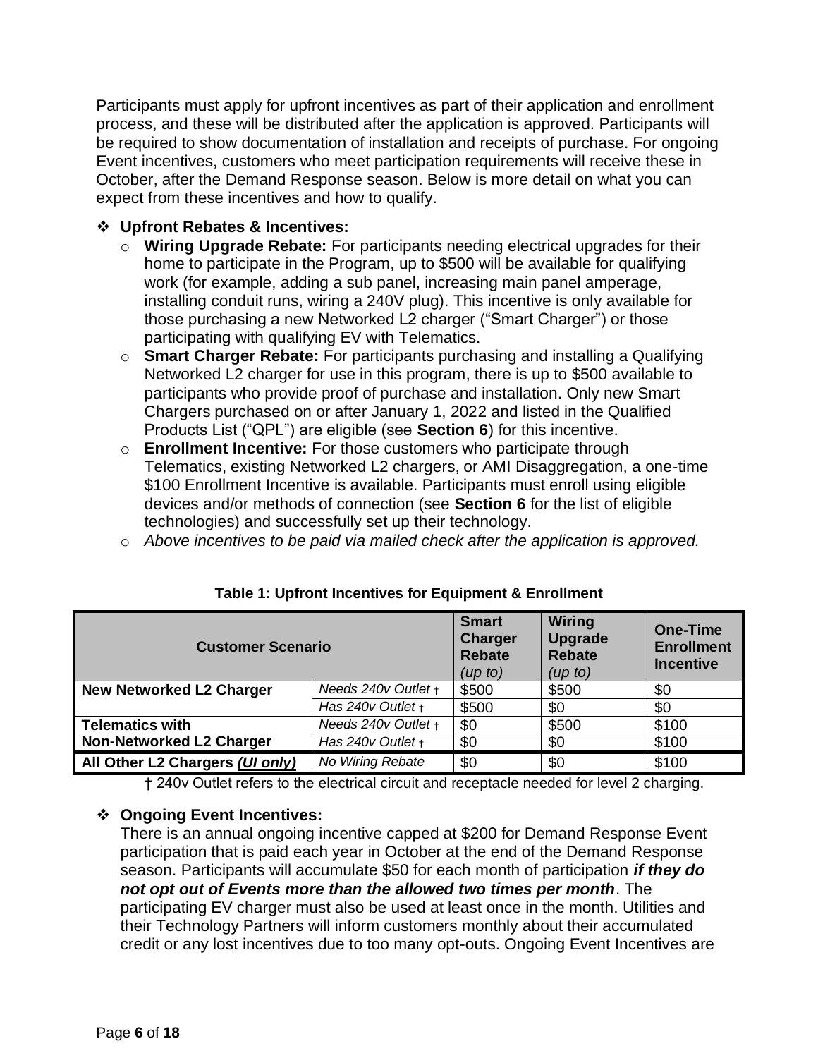Participants must apply for upfront incentives as part of their application and enrollment process, and these will be distributed after the application is approved. Participants will be required to show documentation of installation and receipts of purchase. For ongoing Event incentives, customers who meet participation requirements will receive these in October, after the Demand Response season. Below is more detail on what you can expect from these incentives and how to qualify.

- **Upfront Rebates & Incentives:**
  - **Wiring Upgrade Rebate:** For participants needing electrical upgrades for their home to participate in the Program, up to $500 will be available for qualifying work (for example, adding a sub panel, increasing main panel amperage, installing conduit runs, wiring a 240V plug). This incentive is only available for those purchasing a new Networked L2 charger ("Smart Charger") or those participating with qualifying EV with Telematics.
  - **Smart Charger Rebate:** For participants purchasing and installing a Qualifying Networked L2 charger for use in this program, there is up to $500 available to participants who provide proof of purchase and installation. Only new Smart Chargers purchased on or after January 1, 2022 and listed in the Qualified Products List ("QPL") are eligible (see **Section 6**) for this incentive.
  - **Enrollment Incentive:** For those customers who participate through Telematics, existing Networked L2 chargers, or AMI Disaggregation, a one-time $100 Enrollment Incentive is available. Participants must enroll using eligible devices and/or methods of connection (see **Section 6** for the list of eligible technologies) and successfully set up their technology.
  - *Above incentives to be paid via mailed check after the application is approved.*

**Table 1: Upfront Incentives for Equipment & Enrollment**

| **Customer Scenario** | | **Smart Charger Rebate** *(up to)* | **Wiring Upgrade Rebate** *(up to)* | **One-Time Enrollment Incentive** |
|---|---|---|---|---|
| **New Networked L2 Charger** | *Needs 240v Outlet †* | $500 | $500 | $0 |
| | *Has 240v Outlet †* | $500 | $0 | $0 |
| **Telematics with Non-Networked L2 Charger** | *Needs 240v Outlet †* | $0 | $500 | $100 |
| | *Has 240v Outlet †* | $0 | $0 | $100 |
| **All Other L2 Chargers *(UI only)*** | *No Wiring Rebate* | $0 | $0 | $100 |

† 240v Outlet refers to the electrical circuit and receptacle needed for level 2 charging.

- **Ongoing Event Incentives:**

  There is an annual ongoing incentive capped at $200 for Demand Response Event participation that is paid each year in October at the end of the Demand Response season. Participants will accumulate $50 for each month of participation ***if they do not opt out of Events more than the allowed two times per month***. The participating EV charger must also be used at least once in the month. Utilities and their Technology Partners will inform customers monthly about their accumulated credit or any lost incentives due to too many opt-outs. Ongoing Event Incentives are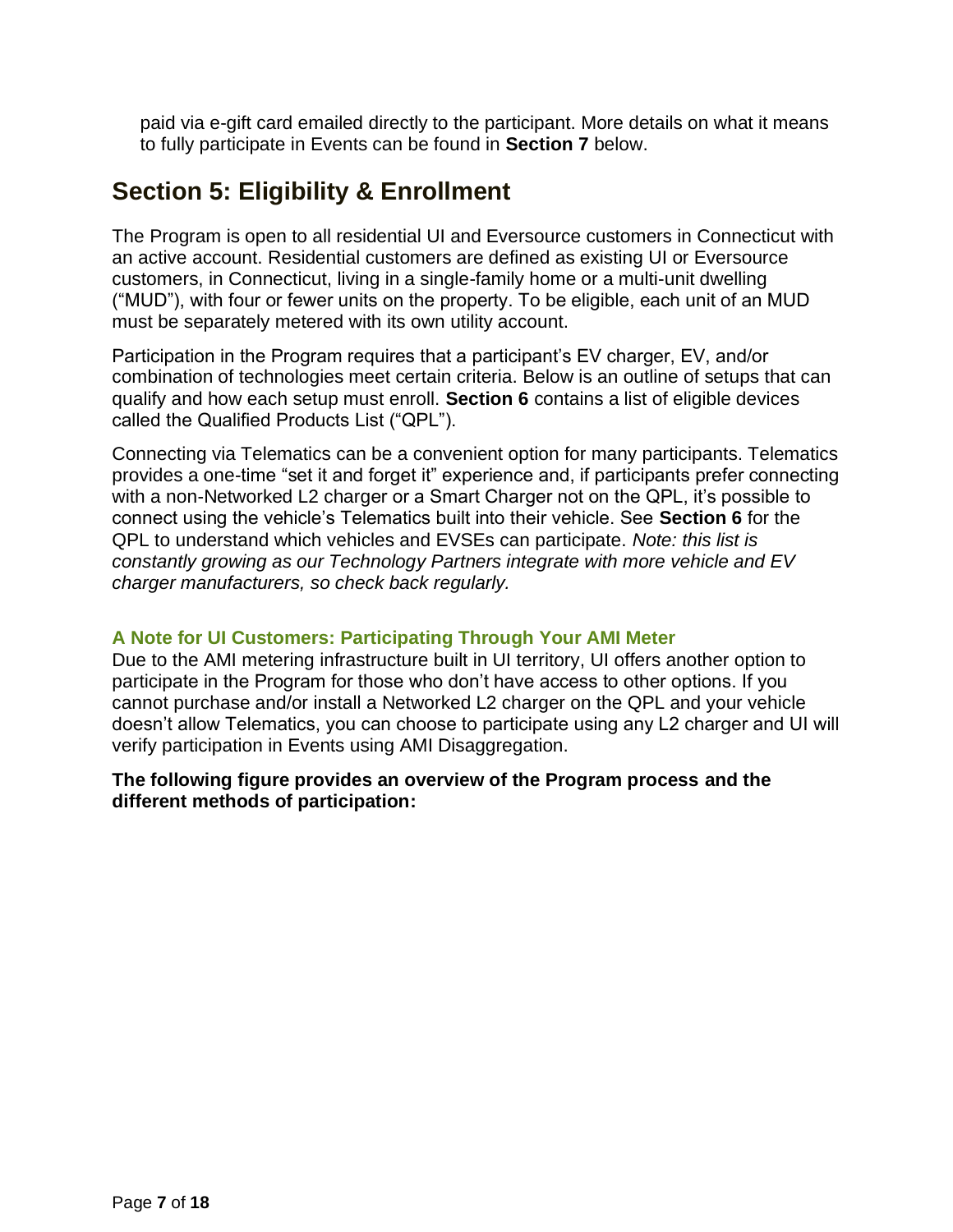paid via e-gift card emailed directly to the participant. More details on what it means to fully participate in Events can be found in **Section 7** below.

## Section 5: Eligibility & Enrollment

The Program is open to all residential UI and Eversource customers in Connecticut with an active account. Residential customers are defined as existing UI or Eversource customers, in Connecticut, living in a single-family home or a multi-unit dwelling ("MUD"), with four or fewer units on the property. To be eligible, each unit of an MUD must be separately metered with its own utility account.

Participation in the Program requires that a participant's EV charger, EV, and/or combination of technologies meet certain criteria. Below is an outline of setups that can qualify and how each setup must enroll. **Section 6** contains a list of eligible devices called the Qualified Products List ("QPL").

Connecting via Telematics can be a convenient option for many participants. Telematics provides a one-time "set it and forget it" experience and, if participants prefer connecting with a non-Networked L2 charger or a Smart Charger not on the QPL, it's possible to connect using the vehicle's Telematics built into their vehicle. See **Section 6** for the QPL to understand which vehicles and EVSEs can participate. *Note: this list is constantly growing as our Technology Partners integrate with more vehicle and EV charger manufacturers, so check back regularly.*

### A Note for UI Customers: Participating Through Your AMI Meter

Due to the AMI metering infrastructure built in UI territory, UI offers another option to participate in the Program for those who don't have access to other options. If you cannot purchase and/or install a Networked L2 charger on the QPL and your vehicle doesn't allow Telematics, you can choose to participate using any L2 charger and UI will verify participation in Events using AMI Disaggregation.

**The following figure provides an overview of the Program process and the different methods of participation:**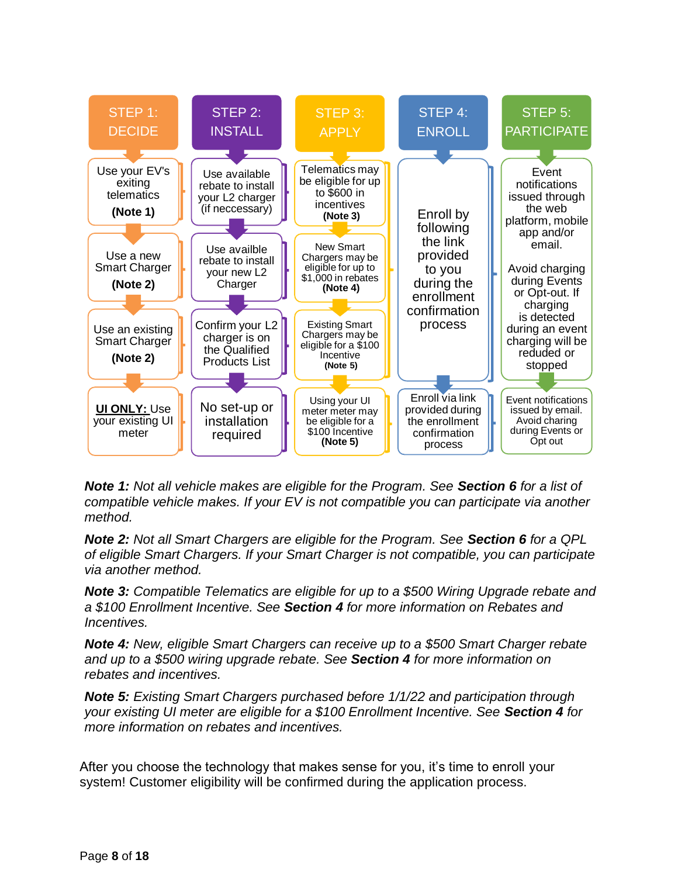| STEP 1: DECIDE | STEP 2: INSTALL | STEP 3: APPLY | STEP 4: ENROLL | STEP 5: PARTICIPATE |
|---|---|---|---|---|
| Use your EV's exiting telematics **(Note 1)** | Use available rebate to install your L2 charger (if neccessary) | Telematics may be eligible for up to $600 in incentives **(Note 3)** | Enroll by following the link provided to you during the enrollment confirmation process | Event notifications issued through the web platform, mobile app and/or email. Avoid charging during Events or Opt-out. If charging is detected during an event charging will be reduded or stopped |
| Use a new Smart Charger **(Note 2)** | Use availble rebate to install your new L2 Charger | New Smart Chargers may be eligible for up to $1,000 in rebates **(Note 4)** | | |
| Use an existing Smart Charger **(Note 2)** | Confirm your L2 charger is on the Qualified Products List | Existing Smart Chargers may be eligible for a $100 Incentive **(Note 5)** | | |
| **UI ONLY:** Use your existing UI meter | No set-up or installation required | Using your UI meter meter may be eligible for a $100 Incentive **(Note 5)** | Enroll via link provided during the enrollment confirmation process | Event notifications issued by email. Avoid charing during Events or Opt out |

***Note 1:*** *Not all vehicle makes are eligible for the Program. See* ***Section 6*** *for a list of compatible vehicle makes. If your EV is not compatible you can participate via another method.*

***Note 2:*** *Not all Smart Chargers are eligible for the Program. See* ***Section 6*** *for a QPL of eligible Smart Chargers. If your Smart Charger is not compatible, you can participate via another method.*

***Note 3:*** *Compatible Telematics are eligible for up to a $500 Wiring Upgrade rebate and a $100 Enrollment Incentive. See* ***Section 4*** *for more information on Rebates and Incentives.*

***Note 4:*** *New, eligible Smart Chargers can receive up to a $500 Smart Charger rebate and up to a $500 wiring upgrade rebate. See* ***Section 4*** *for more information on rebates and incentives.*

***Note 5:*** *Existing Smart Chargers purchased before 1/1/22 and participation through your existing UI meter are eligible for a $100 Enrollment Incentive. See* ***Section 4*** *for more information on rebates and incentives.*

After you choose the technology that makes sense for you, it's time to enroll your system! Customer eligibility will be confirmed during the application process.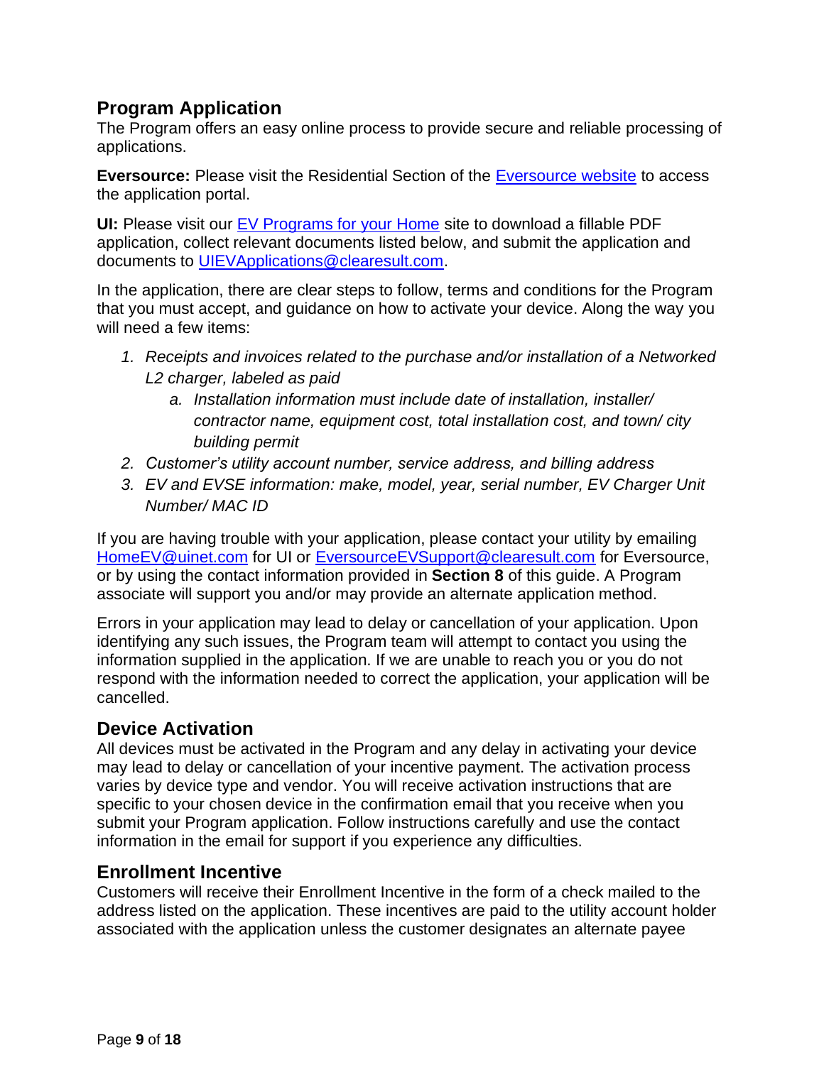## Program Application

The Program offers an easy online process to provide secure and reliable processing of applications.

**Eversource:** Please visit the Residential Section of the [Eversource website](#) to access the application portal.

**UI:** Please visit our [EV Programs for your Home](#) site to download a fillable PDF application, collect relevant documents listed below, and submit the application and documents to [UIEVApplications@clearesult.com](mailto:UIEVApplications@clearesult.com).

In the application, there are clear steps to follow, terms and conditions for the Program that you must accept, and guidance on how to activate your device. Along the way you will need a few items:

1. *Receipts and invoices related to the purchase and/or installation of a Networked L2 charger, labeled as paid*
   a. *Installation information must include date of installation, installer/ contractor name, equipment cost, total installation cost, and town/ city building permit*
2. *Customer's utility account number, service address, and billing address*
3. *EV and EVSE information: make, model, year, serial number, EV Charger Unit Number/ MAC ID*

If you are having trouble with your application, please contact your utility by emailing [HomeEV@uinet.com](mailto:HomeEV@uinet.com) for UI or [EversourceEVSupport@clearesult.com](mailto:EversourceEVSupport@clearesult.com) for Eversource, or by using the contact information provided in **Section 8** of this guide. A Program associate will support you and/or may provide an alternate application method.

Errors in your application may lead to delay or cancellation of your application. Upon identifying any such issues, the Program team will attempt to contact you using the information supplied in the application. If we are unable to reach you or you do not respond with the information needed to correct the application, your application will be cancelled.

## Device Activation

All devices must be activated in the Program and any delay in activating your device may lead to delay or cancellation of your incentive payment. The activation process varies by device type and vendor. You will receive activation instructions that are specific to your chosen device in the confirmation email that you receive when you submit your Program application. Follow instructions carefully and use the contact information in the email for support if you experience any difficulties.

## Enrollment Incentive

Customers will receive their Enrollment Incentive in the form of a check mailed to the address listed on the application. These incentives are paid to the utility account holder associated with the application unless the customer designates an alternate payee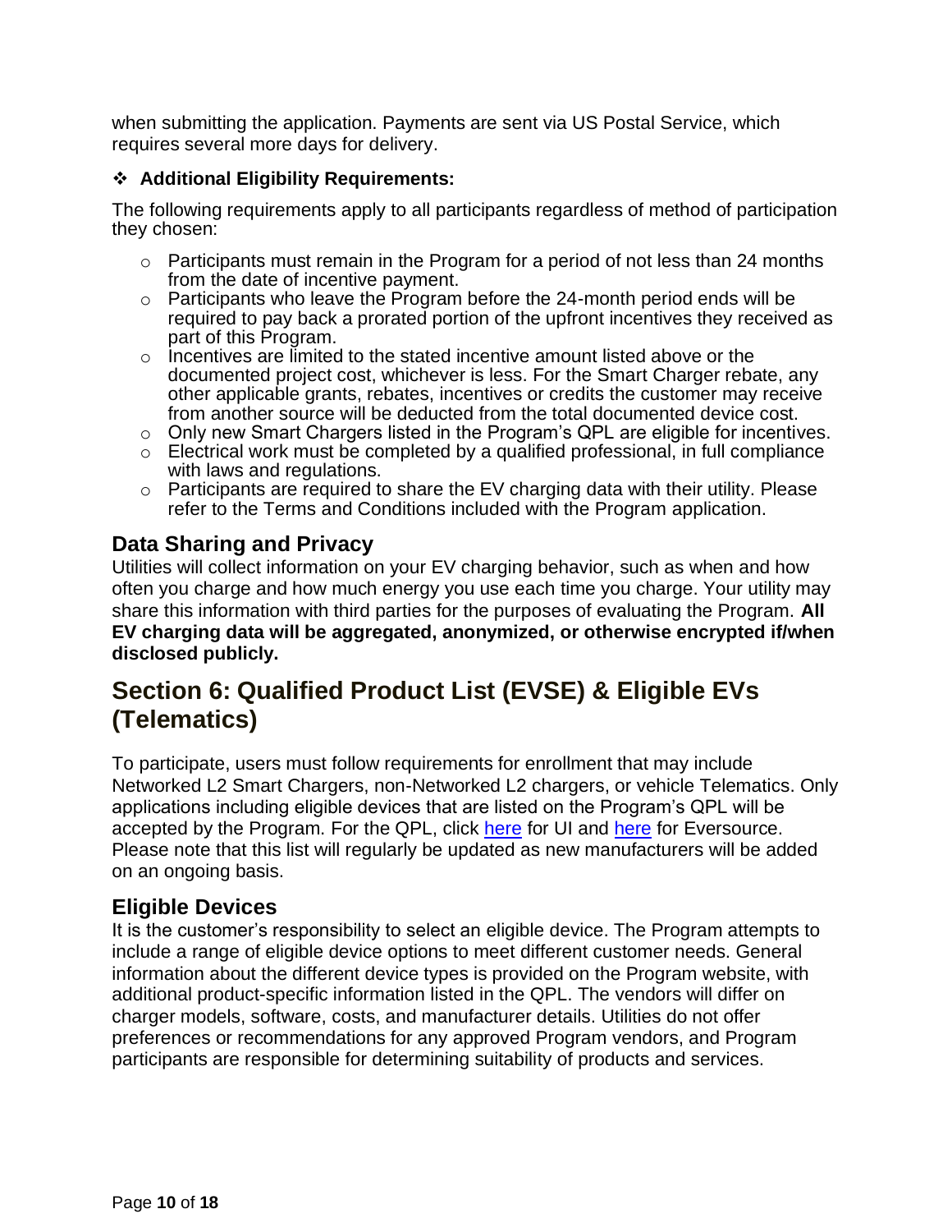when submitting the application. Payments are sent via US Postal Service, which requires several more days for delivery.

- **Additional Eligibility Requirements:**

The following requirements apply to all participants regardless of method of participation they chosen:

- Participants must remain in the Program for a period of not less than 24 months from the date of incentive payment.
- Participants who leave the Program before the 24-month period ends will be required to pay back a prorated portion of the upfront incentives they received as part of this Program.
- Incentives are limited to the stated incentive amount listed above or the documented project cost, whichever is less. For the Smart Charger rebate, any other applicable grants, rebates, incentives or credits the customer may receive from another source will be deducted from the total documented device cost.
- Only new Smart Chargers listed in the Program's QPL are eligible for incentives.
- Electrical work must be completed by a qualified professional, in full compliance with laws and regulations.
- Participants are required to share the EV charging data with their utility. Please refer to the Terms and Conditions included with the Program application.

## Data Sharing and Privacy

Utilities will collect information on your EV charging behavior, such as when and how often you charge and how much energy you use each time you charge. Your utility may share this information with third parties for the purposes of evaluating the Program. **All EV charging data will be aggregated, anonymized, or otherwise encrypted if/when disclosed publicly.**

# Section 6: Qualified Product List (EVSE) & Eligible EVs (Telematics)

To participate, users must follow requirements for enrollment that may include Networked L2 Smart Chargers, non-Networked L2 chargers, or vehicle Telematics. Only applications including eligible devices that are listed on the Program's QPL will be accepted by the Program. For the QPL, click here for UI and here for Eversource. Please note that this list will regularly be updated as new manufacturers will be added on an ongoing basis.

## Eligible Devices

It is the customer's responsibility to select an eligible device. The Program attempts to include a range of eligible device options to meet different customer needs. General information about the different device types is provided on the Program website, with additional product-specific information listed in the QPL. The vendors will differ on charger models, software, costs, and manufacturer details. Utilities do not offer preferences or recommendations for any approved Program vendors, and Program participants are responsible for determining suitability of products and services.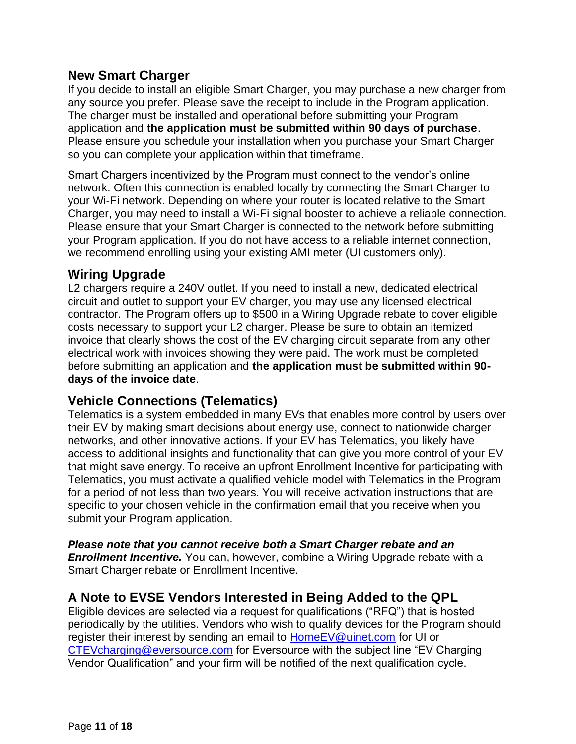## New Smart Charger

If you decide to install an eligible Smart Charger, you may purchase a new charger from any source you prefer. Please save the receipt to include in the Program application. The charger must be installed and operational before submitting your Program application and **the application must be submitted within 90 days of purchase**. Please ensure you schedule your installation when you purchase your Smart Charger so you can complete your application within that timeframe.

Smart Chargers incentivized by the Program must connect to the vendor's online network. Often this connection is enabled locally by connecting the Smart Charger to your Wi-Fi network. Depending on where your router is located relative to the Smart Charger, you may need to install a Wi-Fi signal booster to achieve a reliable connection. Please ensure that your Smart Charger is connected to the network before submitting your Program application. If you do not have access to a reliable internet connection, we recommend enrolling using your existing AMI meter (UI customers only).

## Wiring Upgrade

L2 chargers require a 240V outlet. If you need to install a new, dedicated electrical circuit and outlet to support your EV charger, you may use any licensed electrical contractor. The Program offers up to $500 in a Wiring Upgrade rebate to cover eligible costs necessary to support your L2 charger. Please be sure to obtain an itemized invoice that clearly shows the cost of the EV charging circuit separate from any other electrical work with invoices showing they were paid. The work must be completed before submitting an application and **the application must be submitted within 90-days of the invoice date**.

## Vehicle Connections (Telematics)

Telematics is a system embedded in many EVs that enables more control by users over their EV by making smart decisions about energy use, connect to nationwide charger networks, and other innovative actions. If your EV has Telematics, you likely have access to additional insights and functionality that can give you more control of your EV that might save energy. To receive an upfront Enrollment Incentive for participating with Telematics, you must activate a qualified vehicle model with Telematics in the Program for a period of not less than two years. You will receive activation instructions that are specific to your chosen vehicle in the confirmation email that you receive when you submit your Program application.

***Please note that you cannot receive both a Smart Charger rebate and an Enrollment Incentive.*** You can, however, combine a Wiring Upgrade rebate with a Smart Charger rebate or Enrollment Incentive.

## A Note to EVSE Vendors Interested in Being Added to the QPL

Eligible devices are selected via a request for qualifications ("RFQ") that is hosted periodically by the utilities. Vendors who wish to qualify devices for the Program should register their interest by sending an email to HomeEV@uinet.com for UI or CTEVcharging@eversource.com for Eversource with the subject line "EV Charging Vendor Qualification" and your firm will be notified of the next qualification cycle.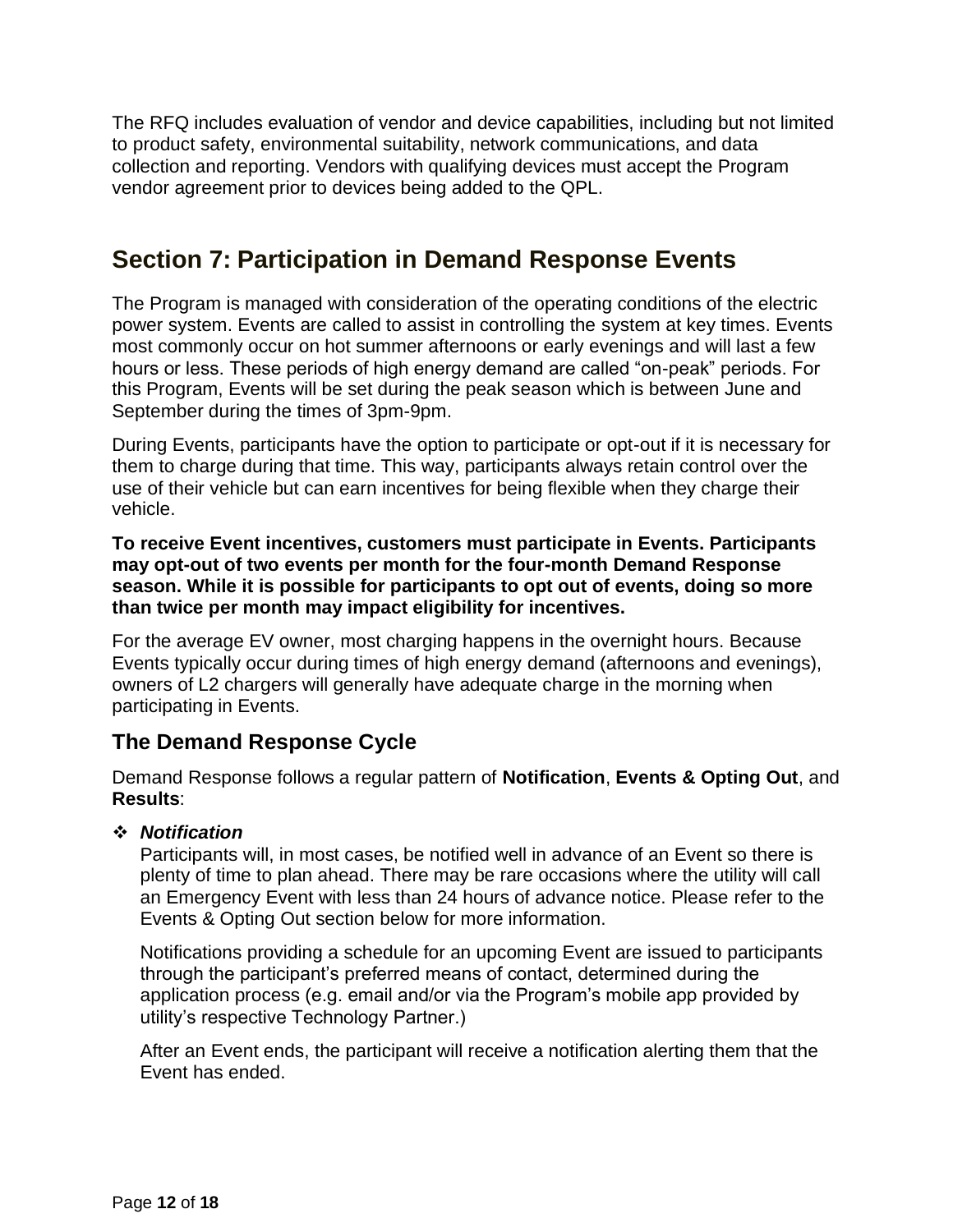The RFQ includes evaluation of vendor and device capabilities, including but not limited to product safety, environmental suitability, network communications, and data collection and reporting. Vendors with qualifying devices must accept the Program vendor agreement prior to devices being added to the QPL.

## Section 7: Participation in Demand Response Events

The Program is managed with consideration of the operating conditions of the electric power system. Events are called to assist in controlling the system at key times. Events most commonly occur on hot summer afternoons or early evenings and will last a few hours or less. These periods of high energy demand are called “on-peak” periods. For this Program, Events will be set during the peak season which is between June and September during the times of 3pm-9pm.

During Events, participants have the option to participate or opt-out if it is necessary for them to charge during that time. This way, participants always retain control over the use of their vehicle but can earn incentives for being flexible when they charge their vehicle.

**To receive Event incentives, customers must participate in Events. Participants may opt-out of two events per month for the four-month Demand Response season. While it is possible for participants to opt out of events, doing so more than twice per month may impact eligibility for incentives.**

For the average EV owner, most charging happens in the overnight hours. Because Events typically occur during times of high energy demand (afternoons and evenings), owners of L2 chargers will generally have adequate charge in the morning when participating in Events.

### The Demand Response Cycle

Demand Response follows a regular pattern of **Notification**, **Events & Opting Out**, and **Results**:

- ***Notification***

  Participants will, in most cases, be notified well in advance of an Event so there is plenty of time to plan ahead. There may be rare occasions where the utility will call an Emergency Event with less than 24 hours of advance notice. Please refer to the Events & Opting Out section below for more information.

  Notifications providing a schedule for an upcoming Event are issued to participants through the participant’s preferred means of contact, determined during the application process (e.g. email and/or via the Program’s mobile app provided by utility’s respective Technology Partner.)

  After an Event ends, the participant will receive a notification alerting them that the Event has ended.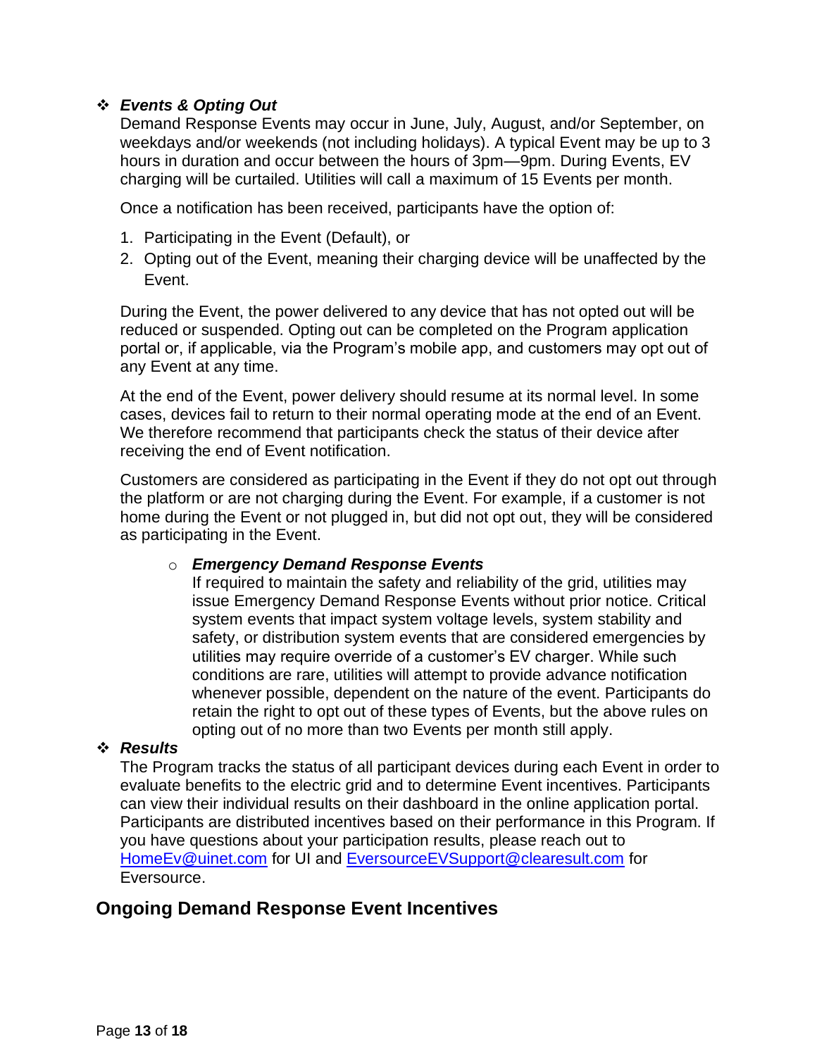- ***Events & Opting Out***

  Demand Response Events may occur in June, July, August, and/or September, on weekdays and/or weekends (not including holidays). A typical Event may be up to 3 hours in duration and occur between the hours of 3pm—9pm. During Events, EV charging will be curtailed. Utilities will call a maximum of 15 Events per month.

  Once a notification has been received, participants have the option of:

  1. Participating in the Event (Default), or
  2. Opting out of the Event, meaning their charging device will be unaffected by the Event.

  During the Event, the power delivered to any device that has not opted out will be reduced or suspended. Opting out can be completed on the Program application portal or, if applicable, via the Program's mobile app, and customers may opt out of any Event at any time.

  At the end of the Event, power delivery should resume at its normal level. In some cases, devices fail to return to their normal operating mode at the end of an Event. We therefore recommend that participants check the status of their device after receiving the end of Event notification.

  Customers are considered as participating in the Event if they do not opt out through the platform or are not charging during the Event. For example, if a customer is not home during the Event or not plugged in, but did not opt out, they will be considered as participating in the Event.

  - ***Emergency Demand Response Events***

    If required to maintain the safety and reliability of the grid, utilities may issue Emergency Demand Response Events without prior notice. Critical system events that impact system voltage levels, system stability and safety, or distribution system events that are considered emergencies by utilities may require override of a customer's EV charger. While such conditions are rare, utilities will attempt to provide advance notification whenever possible, dependent on the nature of the event. Participants do retain the right to opt out of these types of Events, but the above rules on opting out of no more than two Events per month still apply.

- ***Results***

  The Program tracks the status of all participant devices during each Event in order to evaluate benefits to the electric grid and to determine Event incentives. Participants can view their individual results on their dashboard in the online application portal. Participants are distributed incentives based on their performance in this Program. If you have questions about your participation results, please reach out to HomeEv@uinet.com for UI and EversourceEVSupport@clearesult.com for Eversource.

## Ongoing Demand Response Event Incentives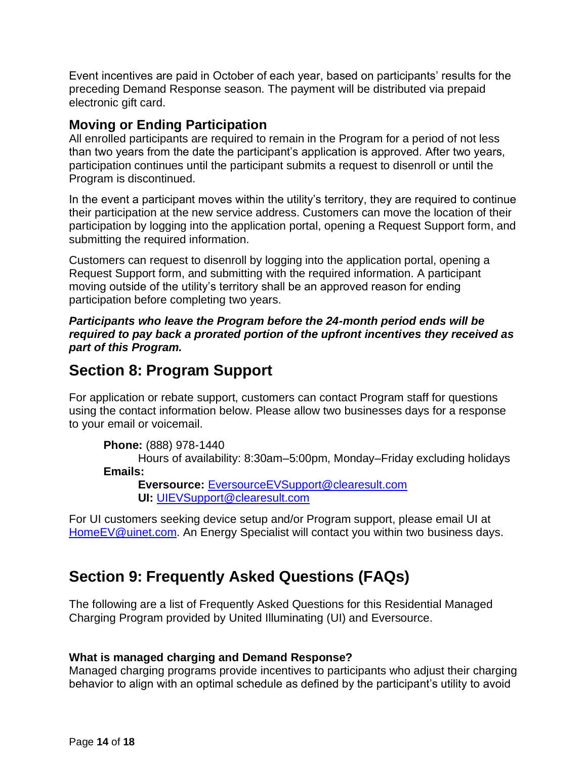Event incentives are paid in October of each year, based on participants' results for the preceding Demand Response season. The payment will be distributed via prepaid electronic gift card.

### Moving or Ending Participation

All enrolled participants are required to remain in the Program for a period of not less than two years from the date the participant's application is approved. After two years, participation continues until the participant submits a request to disenroll or until the Program is discontinued.

In the event a participant moves within the utility's territory, they are required to continue their participation at the new service address. Customers can move the location of their participation by logging into the application portal, opening a Request Support form, and submitting the required information.

Customers can request to disenroll by logging into the application portal, opening a Request Support form, and submitting with the required information. A participant moving outside of the utility's territory shall be an approved reason for ending participation before completing two years.

***Participants who leave the Program before the 24-month period ends will be required to pay back a prorated portion of the upfront incentives they received as part of this Program.***

## Section 8: Program Support

For application or rebate support, customers can contact Program staff for questions using the contact information below. Please allow two businesses days for a response to your email or voicemail.

**Phone:** (888) 978-1440
Hours of availability: 8:30am–5:00pm, Monday–Friday excluding holidays
**Emails:**
**Eversource:** EversourceEVSupport@clearesult.com
**UI:** UIEVSupport@clearesult.com

For UI customers seeking device setup and/or Program support, please email UI at HomeEV@uinet.com. An Energy Specialist will contact you within two business days.

## Section 9: Frequently Asked Questions (FAQs)

The following are a list of Frequently Asked Questions for this Residential Managed Charging Program provided by United Illuminating (UI) and Eversource.

**What is managed charging and Demand Response?**
Managed charging programs provide incentives to participants who adjust their charging behavior to align with an optimal schedule as defined by the participant's utility to avoid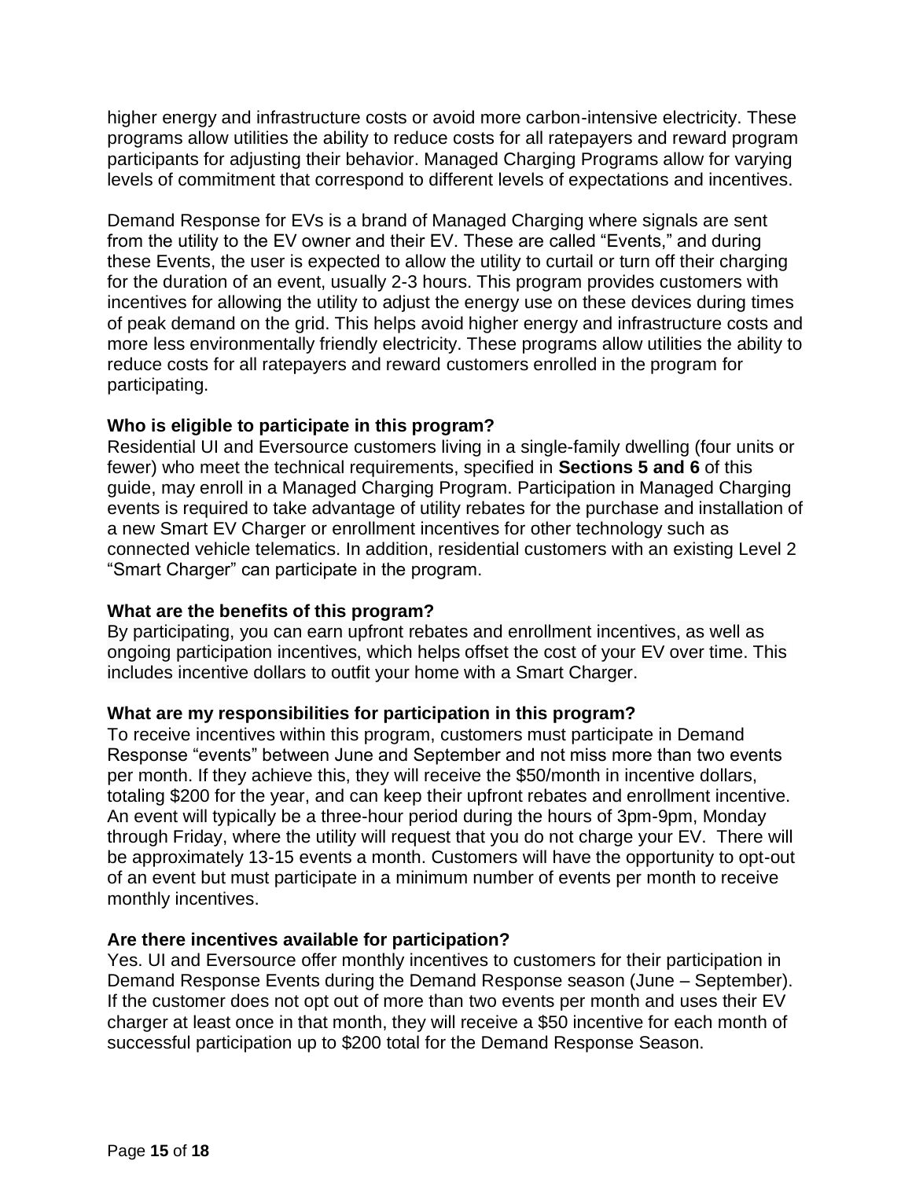higher energy and infrastructure costs or avoid more carbon-intensive electricity. These programs allow utilities the ability to reduce costs for all ratepayers and reward program participants for adjusting their behavior. Managed Charging Programs allow for varying levels of commitment that correspond to different levels of expectations and incentives.

Demand Response for EVs is a brand of Managed Charging where signals are sent from the utility to the EV owner and their EV. These are called "Events," and during these Events, the user is expected to allow the utility to curtail or turn off their charging for the duration of an event, usually 2-3 hours. This program provides customers with incentives for allowing the utility to adjust the energy use on these devices during times of peak demand on the grid. This helps avoid higher energy and infrastructure costs and more less environmentally friendly electricity. These programs allow utilities the ability to reduce costs for all ratepayers and reward customers enrolled in the program for participating.

**Who is eligible to participate in this program?**

Residential UI and Eversource customers living in a single-family dwelling (four units or fewer) who meet the technical requirements, specified in **Sections 5 and 6** of this guide, may enroll in a Managed Charging Program. Participation in Managed Charging events is required to take advantage of utility rebates for the purchase and installation of a new Smart EV Charger or enrollment incentives for other technology such as connected vehicle telematics. In addition, residential customers with an existing Level 2 "Smart Charger" can participate in the program.

**What are the benefits of this program?**

By participating, you can earn upfront rebates and enrollment incentives, as well as ongoing participation incentives, which helps offset the cost of your EV over time. This includes incentive dollars to outfit your home with a Smart Charger.

**What are my responsibilities for participation in this program?**

To receive incentives within this program, customers must participate in Demand Response "events" between June and September and not miss more than two events per month. If they achieve this, they will receive the $50/month in incentive dollars, totaling $200 for the year, and can keep their upfront rebates and enrollment incentive. An event will typically be a three-hour period during the hours of 3pm-9pm, Monday through Friday, where the utility will request that you do not charge your EV. There will be approximately 13-15 events a month. Customers will have the opportunity to opt-out of an event but must participate in a minimum number of events per month to receive monthly incentives.

**Are there incentives available for participation?**

Yes. UI and Eversource offer monthly incentives to customers for their participation in Demand Response Events during the Demand Response season (June – September). If the customer does not opt out of more than two events per month and uses their EV charger at least once in that month, they will receive a $50 incentive for each month of successful participation up to $200 total for the Demand Response Season.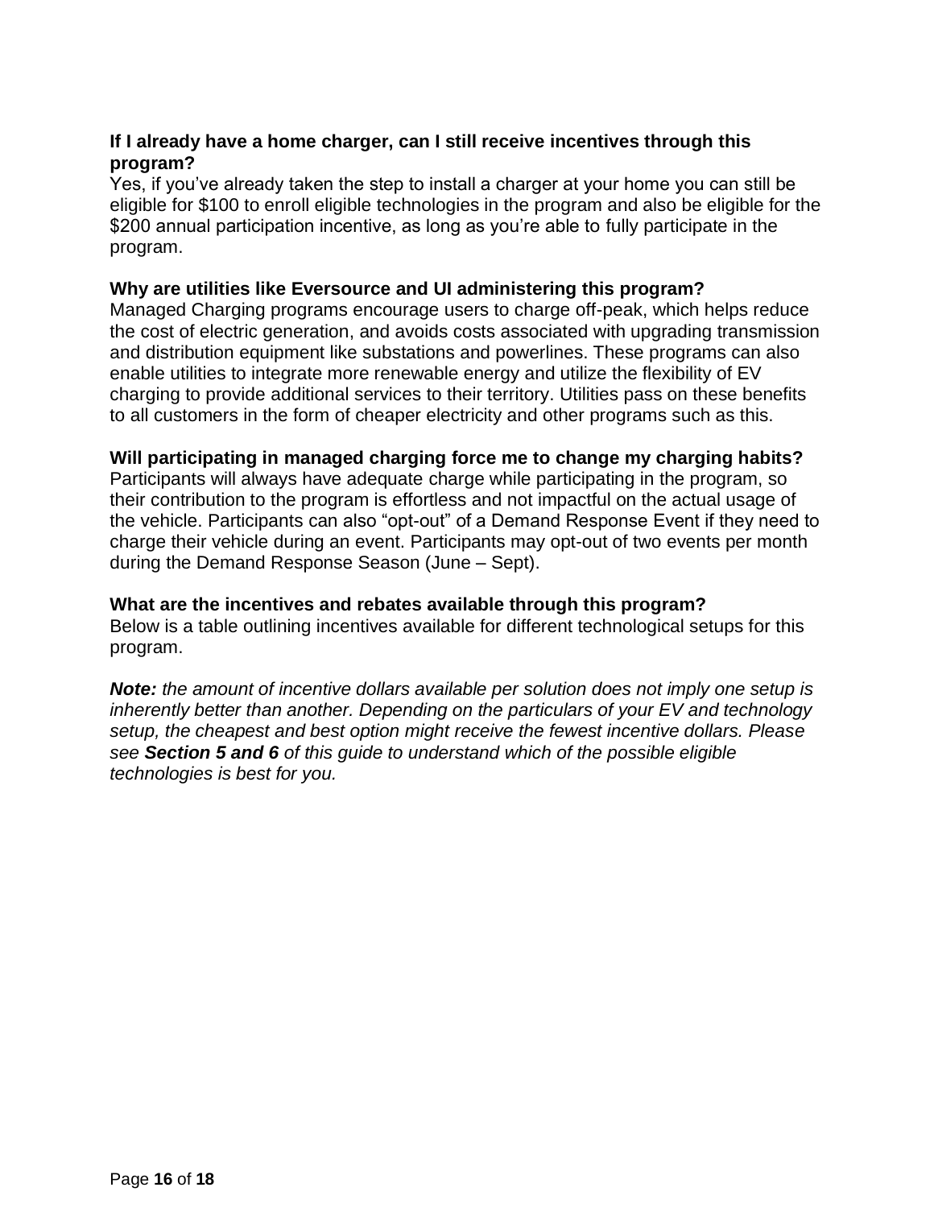**If I already have a home charger, can I still receive incentives through this program?**

Yes, if you've already taken the step to install a charger at your home you can still be eligible for $100 to enroll eligible technologies in the program and also be eligible for the $200 annual participation incentive, as long as you're able to fully participate in the program.

**Why are utilities like Eversource and UI administering this program?**

Managed Charging programs encourage users to charge off-peak, which helps reduce the cost of electric generation, and avoids costs associated with upgrading transmission and distribution equipment like substations and powerlines. These programs can also enable utilities to integrate more renewable energy and utilize the flexibility of EV charging to provide additional services to their territory. Utilities pass on these benefits to all customers in the form of cheaper electricity and other programs such as this.

**Will participating in managed charging force me to change my charging habits?**

Participants will always have adequate charge while participating in the program, so their contribution to the program is effortless and not impactful on the actual usage of the vehicle. Participants can also "opt-out" of a Demand Response Event if they need to charge their vehicle during an event. Participants may opt-out of two events per month during the Demand Response Season (June – Sept).

**What are the incentives and rebates available through this program?**

Below is a table outlining incentives available for different technological setups for this program.

***Note:*** *the amount of incentive dollars available per solution does not imply one setup is inherently better than another. Depending on the particulars of your EV and technology setup, the cheapest and best option might receive the fewest incentive dollars. Please see* ***Section 5 and 6*** *of this guide to understand which of the possible eligible technologies is best for you.*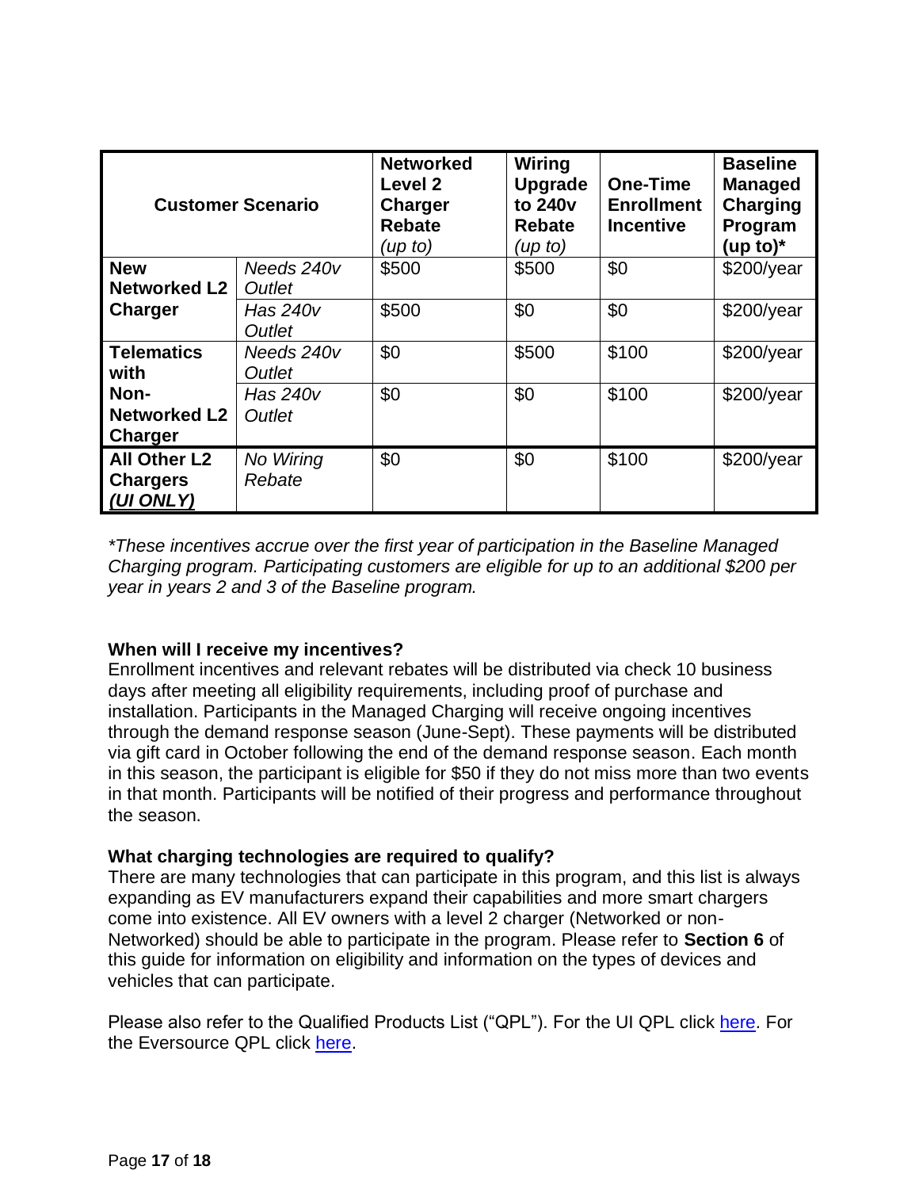| Customer Scenario | | Networked Level 2 Charger Rebate *(up to)* | Wiring Upgrade to 240v Rebate *(up to)* | One-Time Enrollment Incentive | Baseline Managed Charging Program (up to)* |
|---|---|---|---|---|---|
| **New Networked L2 Charger** | *Needs 240v Outlet* | $500 | $500 | $0 | $200/year |
| | *Has 240v Outlet* | $500 | $0 | $0 | $200/year |
| **Telematics with Non-Networked L2 Charger** | *Needs 240v Outlet* | $0 | $500 | $100 | $200/year |
| | *Has 240v Outlet* | $0 | $0 | $100 | $200/year |
| **All Other L2 Chargers *(UI ONLY)*** | *No Wiring Rebate* | $0 | $0 | $100 | $200/year |

*\*These incentives accrue over the first year of participation in the Baseline Managed Charging program. Participating customers are eligible for up to an additional $200 per year in years 2 and 3 of the Baseline program.*

**When will I receive my incentives?**
Enrollment incentives and relevant rebates will be distributed via check 10 business days after meeting all eligibility requirements, including proof of purchase and installation. Participants in the Managed Charging will receive ongoing incentives through the demand response season (June-Sept). These payments will be distributed via gift card in October following the end of the demand response season. Each month in this season, the participant is eligible for $50 if they do not miss more than two events in that month. Participants will be notified of their progress and performance throughout the season.

**What charging technologies are required to qualify?**
There are many technologies that can participate in this program, and this list is always expanding as EV manufacturers expand their capabilities and more smart chargers come into existence. All EV owners with a level 2 charger (Networked or non-Networked) should be able to participate in the program. Please refer to **Section 6** of this guide for information on eligibility and information on the types of devices and vehicles that can participate.

Please also refer to the Qualified Products List ("QPL"). For the UI QPL click here. For the Eversource QPL click here.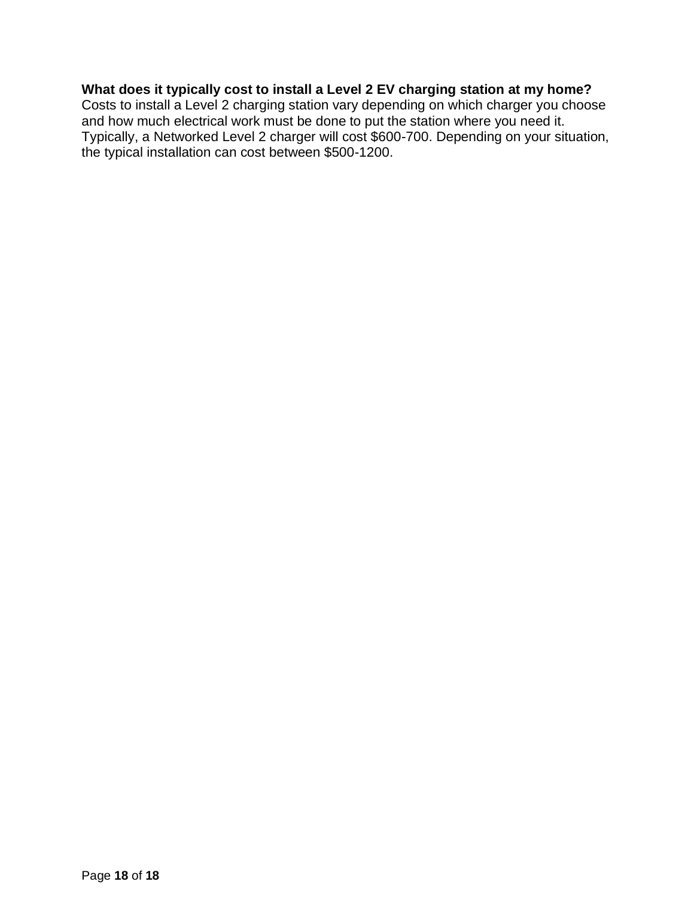**What does it typically cost to install a Level 2 EV charging station at my home?**
Costs to install a Level 2 charging station vary depending on which charger you choose and how much electrical work must be done to put the station where you need it. Typically, a Networked Level 2 charger will cost $600-700. Depending on your situation, the typical installation can cost between $500-1200.